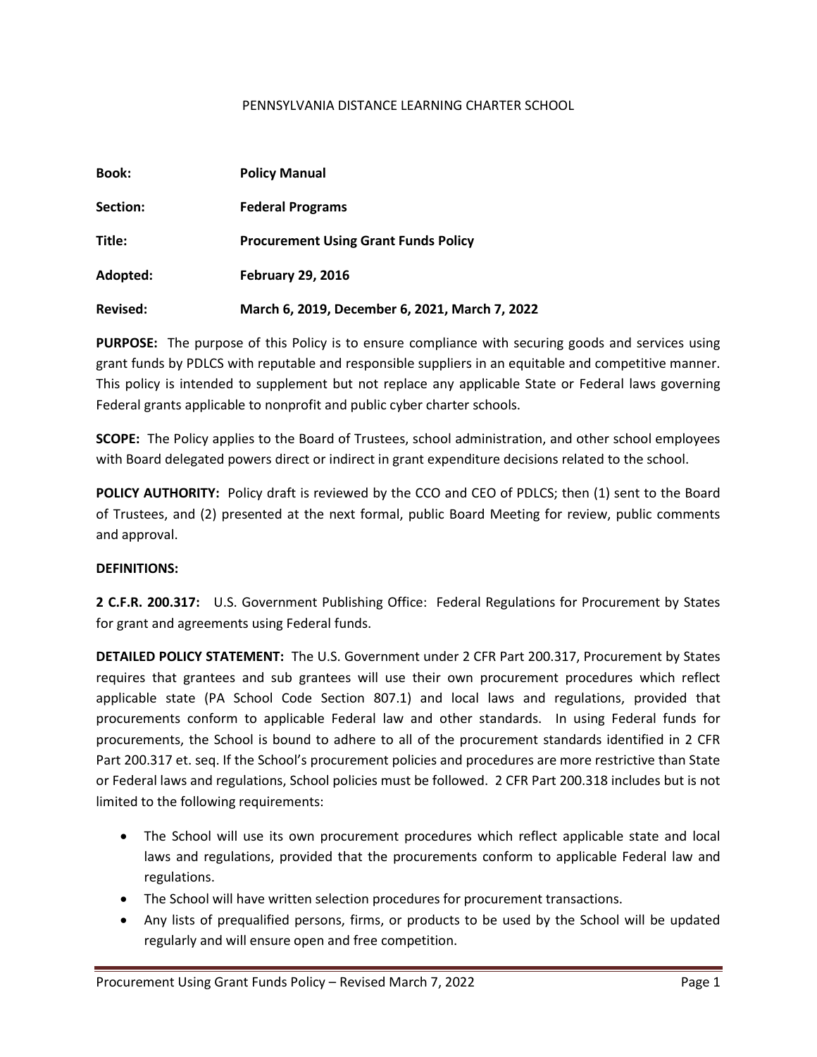PENNSYLVANIA DISTANCE LEARNING CHARTER SCHOOL

**Book:** **Policy Manual**

**Section:** **Federal Programs**

**Title:** **Procurement Using Grant Funds Policy**

**Adopted:** **February 29, 2016**

**Revised:** **March 6, 2019, December 6, 2021, March 7, 2022**

**PURPOSE:** The purpose of this Policy is to ensure compliance with securing goods and services using grant funds by PDLCS with reputable and responsible suppliers in an equitable and competitive manner. This policy is intended to supplement but not replace any applicable State or Federal laws governing Federal grants applicable to nonprofit and public cyber charter schools.

**SCOPE:** The Policy applies to the Board of Trustees, school administration, and other school employees with Board delegated powers direct or indirect in grant expenditure decisions related to the school.

**POLICY AUTHORITY:** Policy draft is reviewed by the CCO and CEO of PDLCS; then (1) sent to the Board of Trustees, and (2) presented at the next formal, public Board Meeting for review, public comments and approval.

**DEFINITIONS:**

**2 C.F.R. 200.317:** U.S. Government Publishing Office: Federal Regulations for Procurement by States for grant and agreements using Federal funds.

**DETAILED POLICY STATEMENT:** The U.S. Government under 2 CFR Part 200.317, Procurement by States requires that grantees and sub grantees will use their own procurement procedures which reflect applicable state (PA School Code Section 807.1) and local laws and regulations, provided that procurements conform to applicable Federal law and other standards. In using Federal funds for procurements, the School is bound to adhere to all of the procurement standards identified in 2 CFR Part 200.317 et. seq. If the School's procurement policies and procedures are more restrictive than State or Federal laws and regulations, School policies must be followed. 2 CFR Part 200.318 includes but is not limited to the following requirements:

- The School will use its own procurement procedures which reflect applicable state and local laws and regulations, provided that the procurements conform to applicable Federal law and regulations.
- The School will have written selection procedures for procurement transactions.
- Any lists of prequalified persons, firms, or products to be used by the School will be updated regularly and will ensure open and free competition.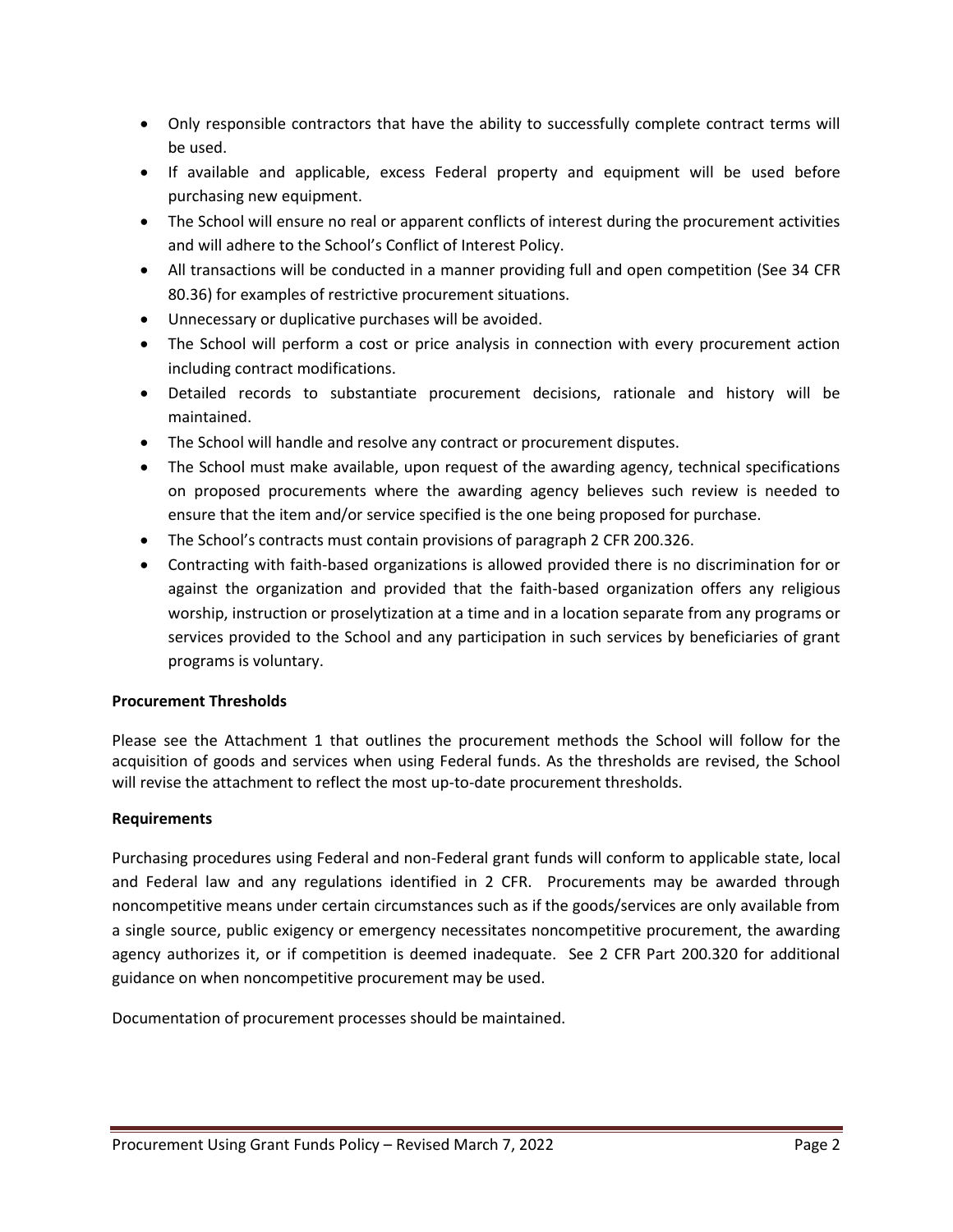- Only responsible contractors that have the ability to successfully complete contract terms will be used.
- If available and applicable, excess Federal property and equipment will be used before purchasing new equipment.
- The School will ensure no real or apparent conflicts of interest during the procurement activities and will adhere to the School's Conflict of Interest Policy.
- All transactions will be conducted in a manner providing full and open competition (See 34 CFR 80.36) for examples of restrictive procurement situations.
- Unnecessary or duplicative purchases will be avoided.
- The School will perform a cost or price analysis in connection with every procurement action including contract modifications.
- Detailed records to substantiate procurement decisions, rationale and history will be maintained.
- The School will handle and resolve any contract or procurement disputes.
- The School must make available, upon request of the awarding agency, technical specifications on proposed procurements where the awarding agency believes such review is needed to ensure that the item and/or service specified is the one being proposed for purchase.
- The School's contracts must contain provisions of paragraph 2 CFR 200.326.
- Contracting with faith-based organizations is allowed provided there is no discrimination for or against the organization and provided that the faith-based organization offers any religious worship, instruction or proselytization at a time and in a location separate from any programs or services provided to the School and any participation in such services by beneficiaries of grant programs is voluntary.

**Procurement Thresholds**

Please see the Attachment 1 that outlines the procurement methods the School will follow for the acquisition of goods and services when using Federal funds. As the thresholds are revised, the School will revise the attachment to reflect the most up-to-date procurement thresholds.

**Requirements**

Purchasing procedures using Federal and non-Federal grant funds will conform to applicable state, local and Federal law and any regulations identified in 2 CFR. Procurements may be awarded through noncompetitive means under certain circumstances such as if the goods/services are only available from a single source, public exigency or emergency necessitates noncompetitive procurement, the awarding agency authorizes it, or if competition is deemed inadequate. See 2 CFR Part 200.320 for additional guidance on when noncompetitive procurement may be used.

Documentation of procurement processes should be maintained.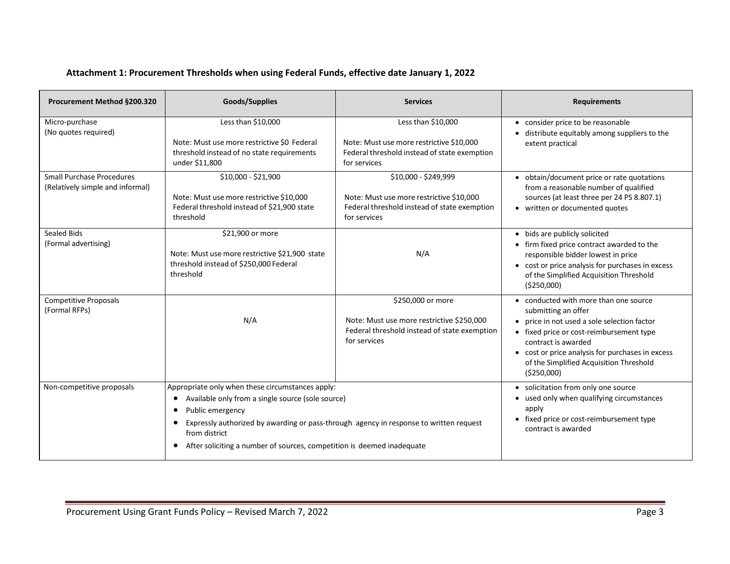**Attachment 1: Procurement Thresholds when using Federal Funds, effective date January 1, 2022**

| Procurement Method §200.320 | Goods/Supplies | Services | Requirements |
|---|---|---|---|
| Micro-purchase<br>(No quotes required) | Less than $10,000<br><br>Note: Must use more restrictive $0 Federal threshold instead of no state requirements under $11,800 | Less than $10,000<br><br>Note: Must use more restrictive $10,000 Federal threshold instead of state exemption for services | • consider price to be reasonable<br>• distribute equitably among suppliers to the extent practical |
| Small Purchase Procedures<br>(Relatively simple and informal) | $10,000 - $21,900<br><br>Note: Must use more restrictive $10,000 Federal threshold instead of $21,900 state threshold | $10,000 - $249,999<br><br>Note: Must use more restrictive $10,000 Federal threshold instead of state exemption for services | • obtain/document price or rate quotations from a reasonable number of qualified sources (at least three per 24 PS 8.807.1)<br>• written or documented quotes |
| Sealed Bids<br>(Formal advertising) | $21,900 or more<br><br>Note: Must use more restrictive $21,900 state threshold instead of $250,000 Federal threshold | N/A | • bids are publicly solicited<br>• firm fixed price contract awarded to the responsible bidder lowest in price<br>• cost or price analysis for purchases in excess of the Simplified Acquisition Threshold ($250,000) |
| Competitive Proposals<br>(Formal RFPs) | N/A | $250,000 or more<br><br>Note: Must use more restrictive $250,000 Federal threshold instead of state exemption for services | • conducted with more than one source submitting an offer<br>• price in not used a sole selection factor<br>• fixed price or cost-reimbursement type contract is awarded<br>• cost or price analysis for purchases in excess of the Simplified Acquisition Threshold ($250,000) |
| Non-competitive proposals | Appropriate only when these circumstances apply:<br>• Available only from a single source (sole source)<br>• Public emergency<br>• Expressly authorized by awarding or pass-through agency in response to written request from district<br>• After soliciting a number of sources, competition is deemed inadequate | | • solicitation from only one source<br>• used only when qualifying circumstances apply<br>• fixed price or cost-reimbursement type contract is awarded |